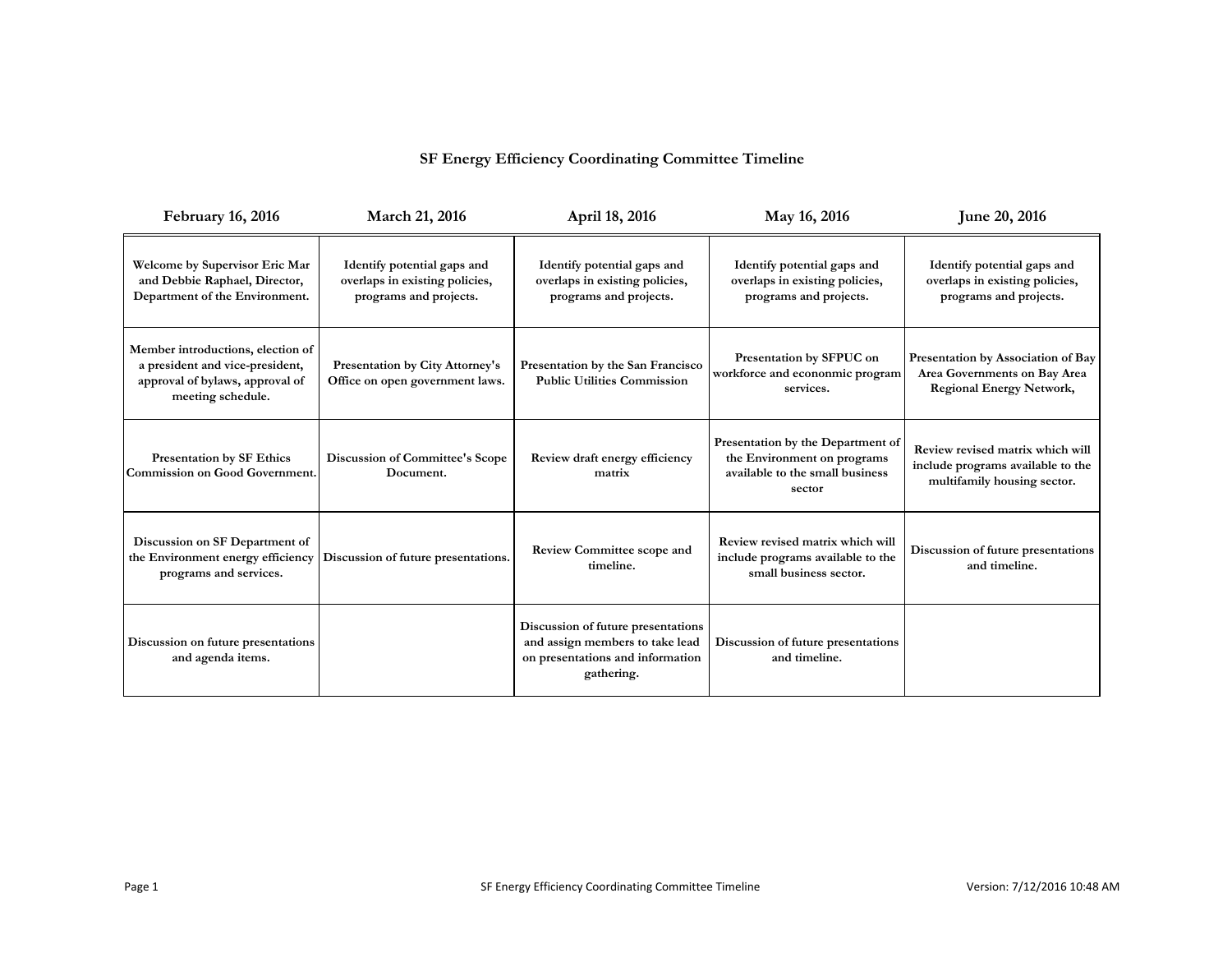# SF Energy Efficiency Coordinating Committee Timeline

| February 16, 2016 | March 21, 2016 | April 18, 2016 | May 16, 2016 | June 20, 2016 |
|---|---|---|---|---|
| **Welcome by Supervisor Eric Mar and Debbie Raphael, Director, Department of the Environment.** | **Identify potential gaps and overlaps in existing policies, programs and projects.** | **Identify potential gaps and overlaps in existing policies, programs and projects.** | **Identify potential gaps and overlaps in existing policies, programs and projects.** | **Identify potential gaps and overlaps in existing policies, programs and projects.** |
| **Member introductions, election of a president and vice-president, approval of bylaws, approval of meeting schedule.** | **Presentation by City Attorney's Office on open government laws.** | **Presentation by the San Francisco Public Utilities Commission** | **Presentation by SFPUC on workforce and econonmic program services.** | **Presentation by Association of Bay Area Governments on Bay Area Regional Energy Network,** |
| **Presentation by SF Ethics Commission on Good Government.** | **Discussion of Committee's Scope Document.** | **Review draft energy efficiency matrix** | **Presentation by the Department of the Environment on programs available to the small business sector** | **Review revised matrix which will include programs available to the multifamily housing sector.** |
| **Discussion on SF Department of the Environment energy efficiency programs and services.** | **Discussion of future presentations.** | **Review Committee scope and timeline.** | **Review revised matrix which will include programs available to the small business sector.** | **Discussion of future presentations and timeline.** |
| **Discussion on future presentations and agenda items.** | | **Discussion of future presentations and assign members to take lead on presentations and information gathering.** | **Discussion of future presentations and timeline.** | |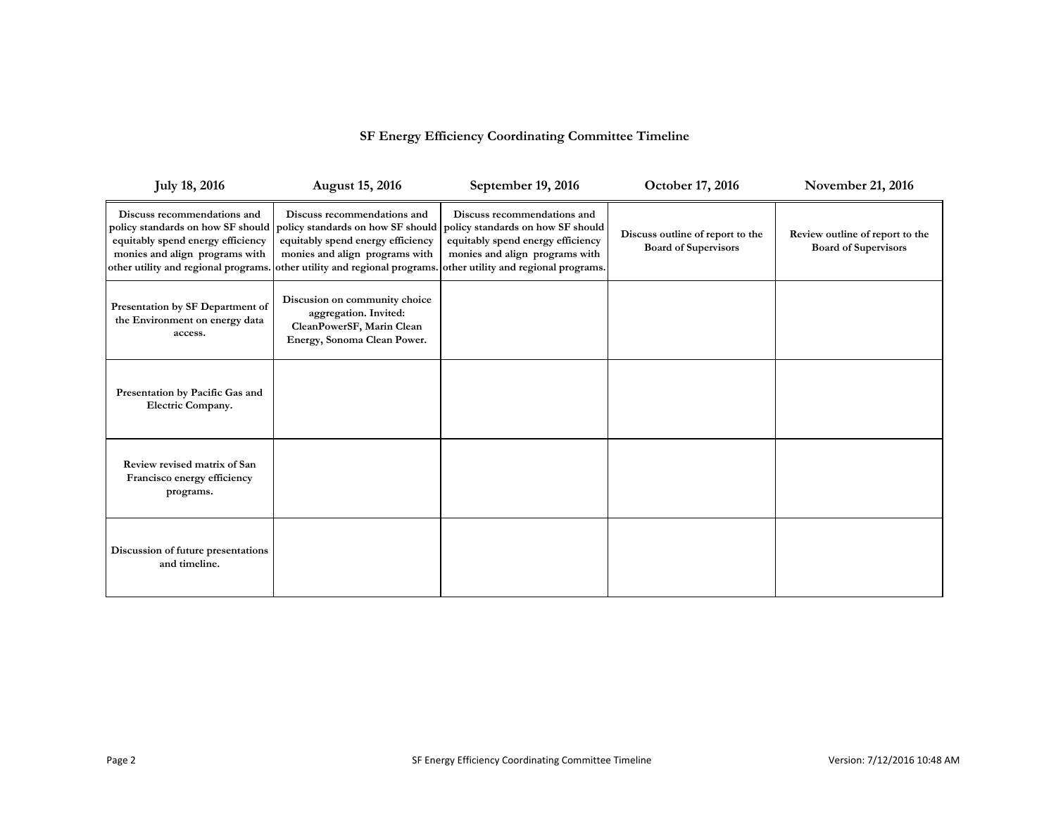## SF Energy Efficiency Coordinating Committee Timeline

| July 18, 2016 | August 15, 2016 | September 19, 2016 | October 17, 2016 | November 21, 2016 |
|---|---|---|---|---|
| **Discuss recommendations and policy standards on how SF should equitably spend energy efficiency monies and align programs with other utility and regional programs.** | **Discuss recommendations and policy standards on how SF should equitably spend energy efficiency monies and align programs with other utility and regional programs.** | **Discuss recommendations and policy standards on how SF should equitably spend energy efficiency monies and align programs with other utility and regional programs.** | **Discuss outline of report to the Board of Supervisors** | **Review outline of report to the Board of Supervisors** |
| **Presentation by SF Department of the Environment on energy data access.** | **Discusion on community choice aggregation. Invited: CleanPowerSF, Marin Clean Energy, Sonoma Clean Power.** | | | |
| **Presentation by Pacific Gas and Electric Company.** | | | | |
| **Review revised matrix of San Francisco energy efficiency programs.** | | | | |
| **Discussion of future presentations and timeline.** | | | | |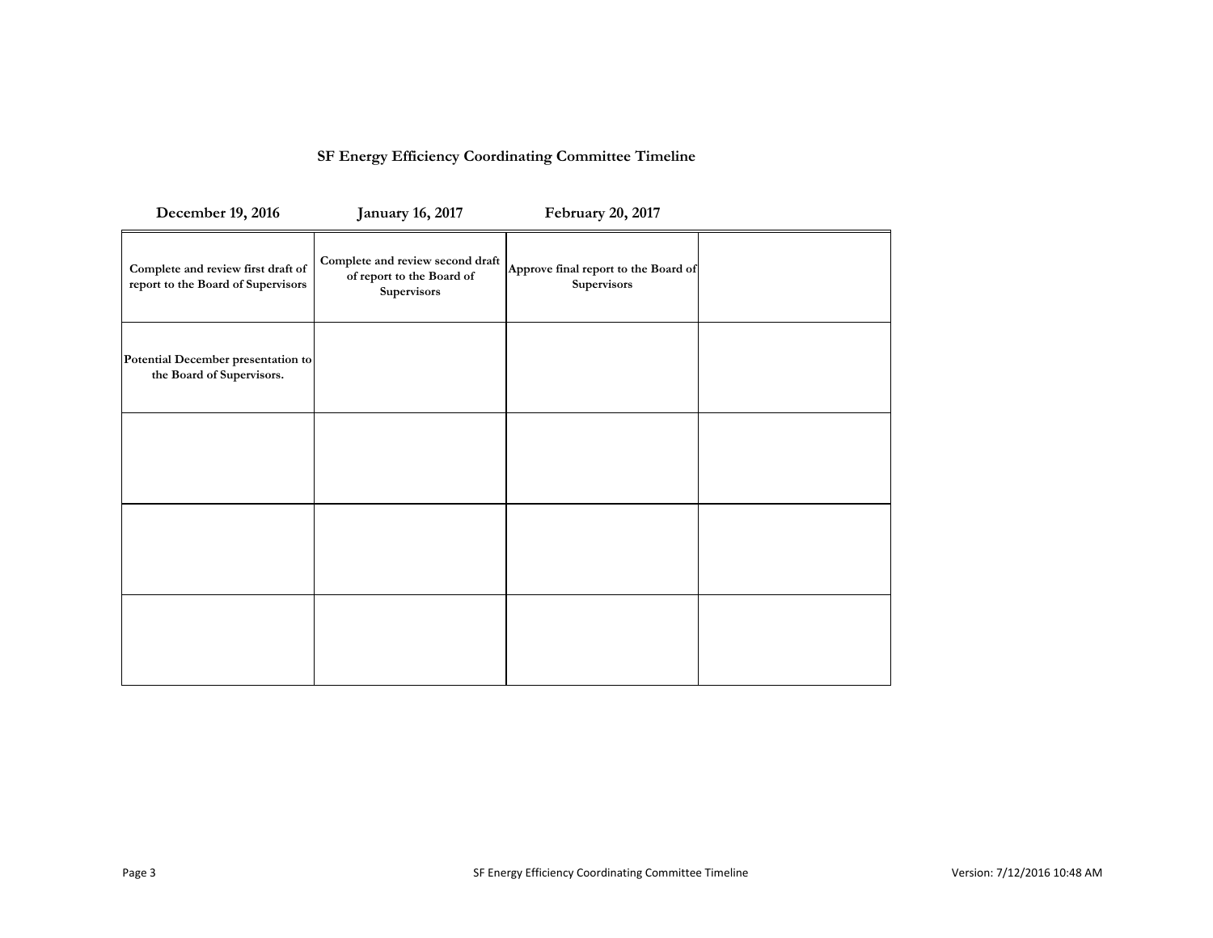# SF Energy Efficiency Coordinating Committee Timeline

| December 19, 2016 | January 16, 2017 | February 20, 2017 | |
|---|---|---|---|
| Complete and review first draft of report to the Board of Supervisors | Complete and review second draft of report to the Board of Supervisors | Approve final report to the Board of Supervisors | |
| Potential December presentation to the Board of Supervisors. | | | |
| | | | |
| | | | |
| | | | |